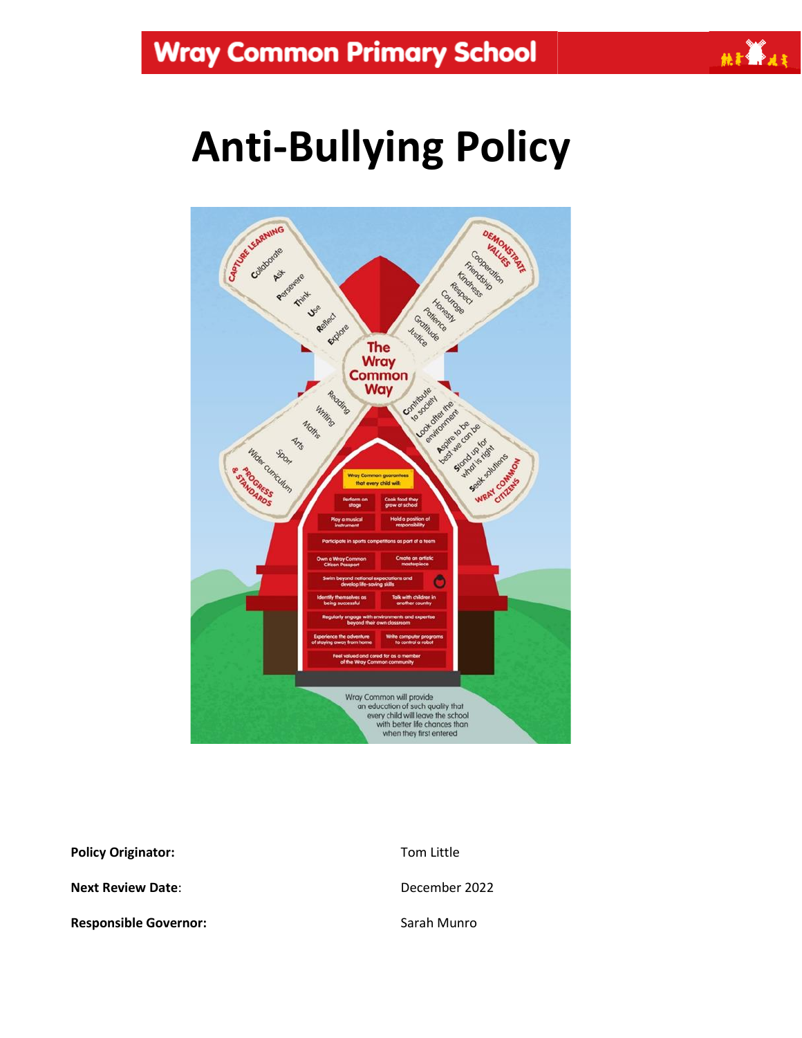Wray Common Primary School

# Anti-Bullying Policy

**Policy Originator:** Tom Little

**Next Review Date**: December 2022

**Responsible Governor:** Sarah Munro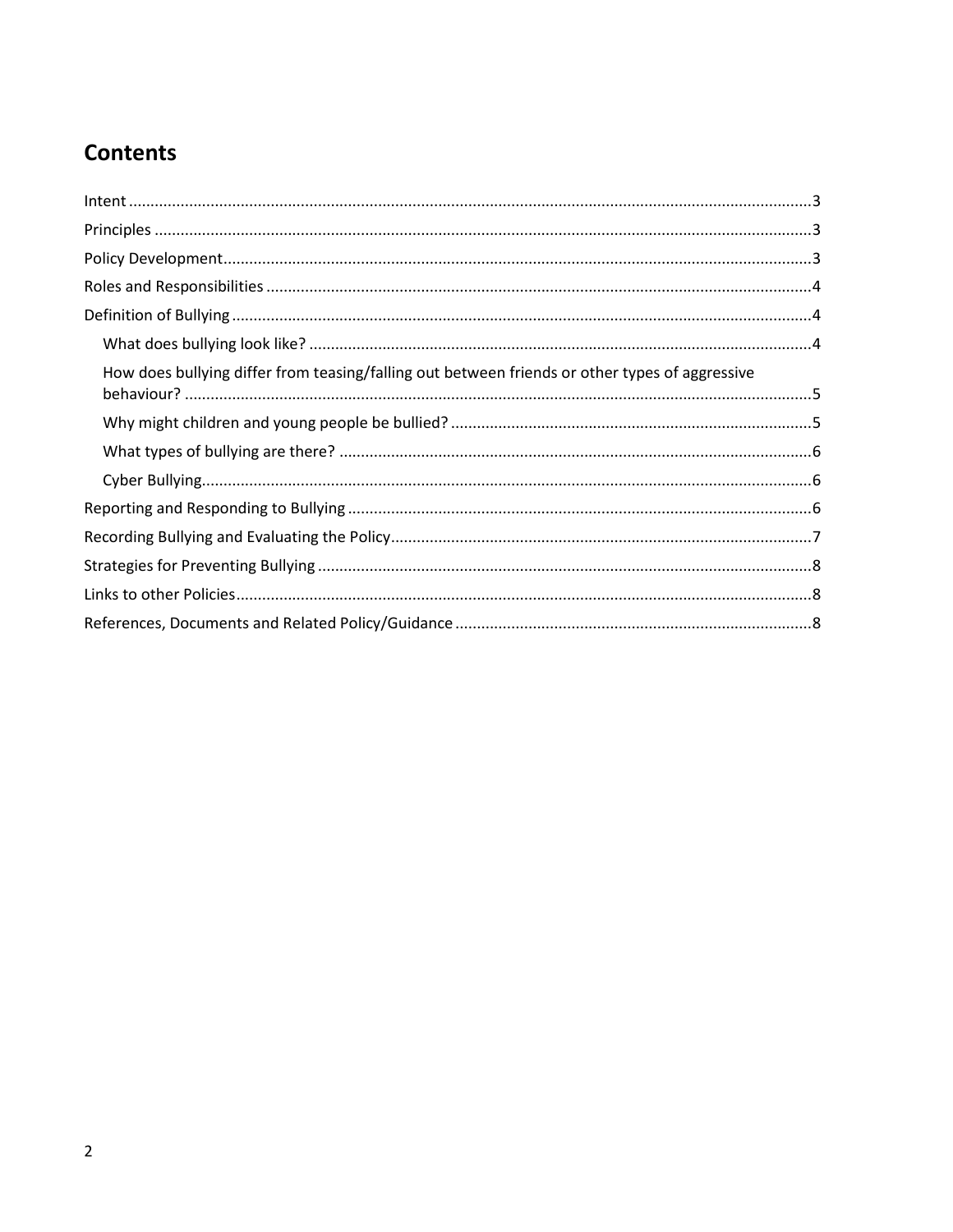## Contents

- Intent ....3
- Principles ....3
- Policy Development ....3
- Roles and Responsibilities ....4
- Definition of Bullying ....4
  - What does bullying look like? ....4
  - How does bullying differ from teasing/falling out between friends or other types of aggressive behaviour? ....5
  - Why might children and young people be bullied? ....5
  - What types of bullying are there? ....6
  - Cyber Bullying ....6
- Reporting and Responding to Bullying ....6
- Recording Bullying and Evaluating the Policy ....7
- Strategies for Preventing Bullying ....8
- Links to other Policies ....8
- References, Documents and Related Policy/Guidance ....8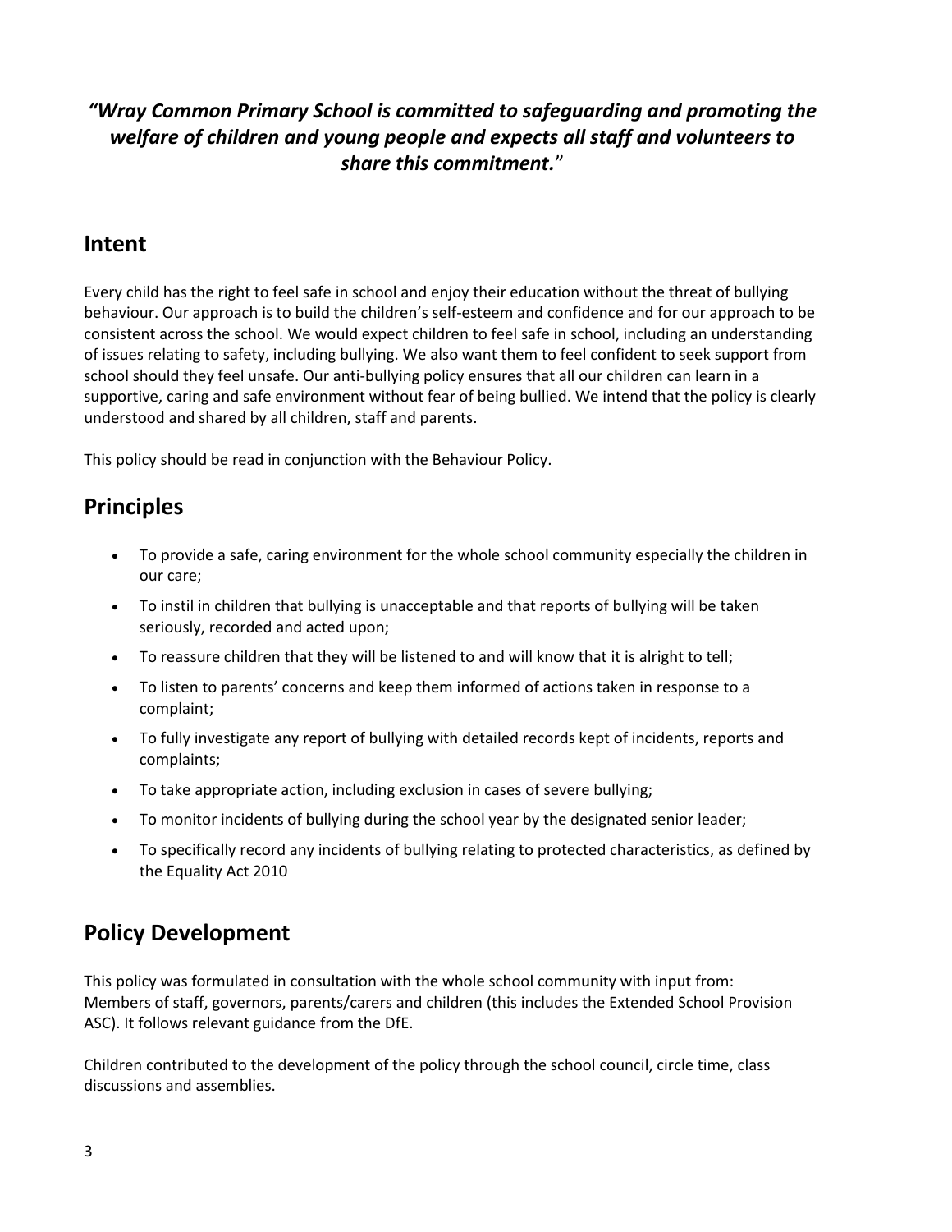***"Wray Common Primary School is committed to safeguarding and promoting the welfare of children and young people and expects all staff and volunteers to share this commitment."***

## Intent

Every child has the right to feel safe in school and enjoy their education without the threat of bullying behaviour. Our approach is to build the children's self-esteem and confidence and for our approach to be consistent across the school. We would expect children to feel safe in school, including an understanding of issues relating to safety, including bullying. We also want them to feel confident to seek support from school should they feel unsafe. Our anti-bullying policy ensures that all our children can learn in a supportive, caring and safe environment without fear of being bullied. We intend that the policy is clearly understood and shared by all children, staff and parents.

This policy should be read in conjunction with the Behaviour Policy.

## Principles

- To provide a safe, caring environment for the whole school community especially the children in our care;
- To instil in children that bullying is unacceptable and that reports of bullying will be taken seriously, recorded and acted upon;
- To reassure children that they will be listened to and will know that it is alright to tell;
- To listen to parents' concerns and keep them informed of actions taken in response to a complaint;
- To fully investigate any report of bullying with detailed records kept of incidents, reports and complaints;
- To take appropriate action, including exclusion in cases of severe bullying;
- To monitor incidents of bullying during the school year by the designated senior leader;
- To specifically record any incidents of bullying relating to protected characteristics, as defined by the Equality Act 2010

## Policy Development

This policy was formulated in consultation with the whole school community with input from:
Members of staff, governors, parents/carers and children (this includes the Extended School Provision ASC). It follows relevant guidance from the DfE.

Children contributed to the development of the policy through the school council, circle time, class discussions and assemblies.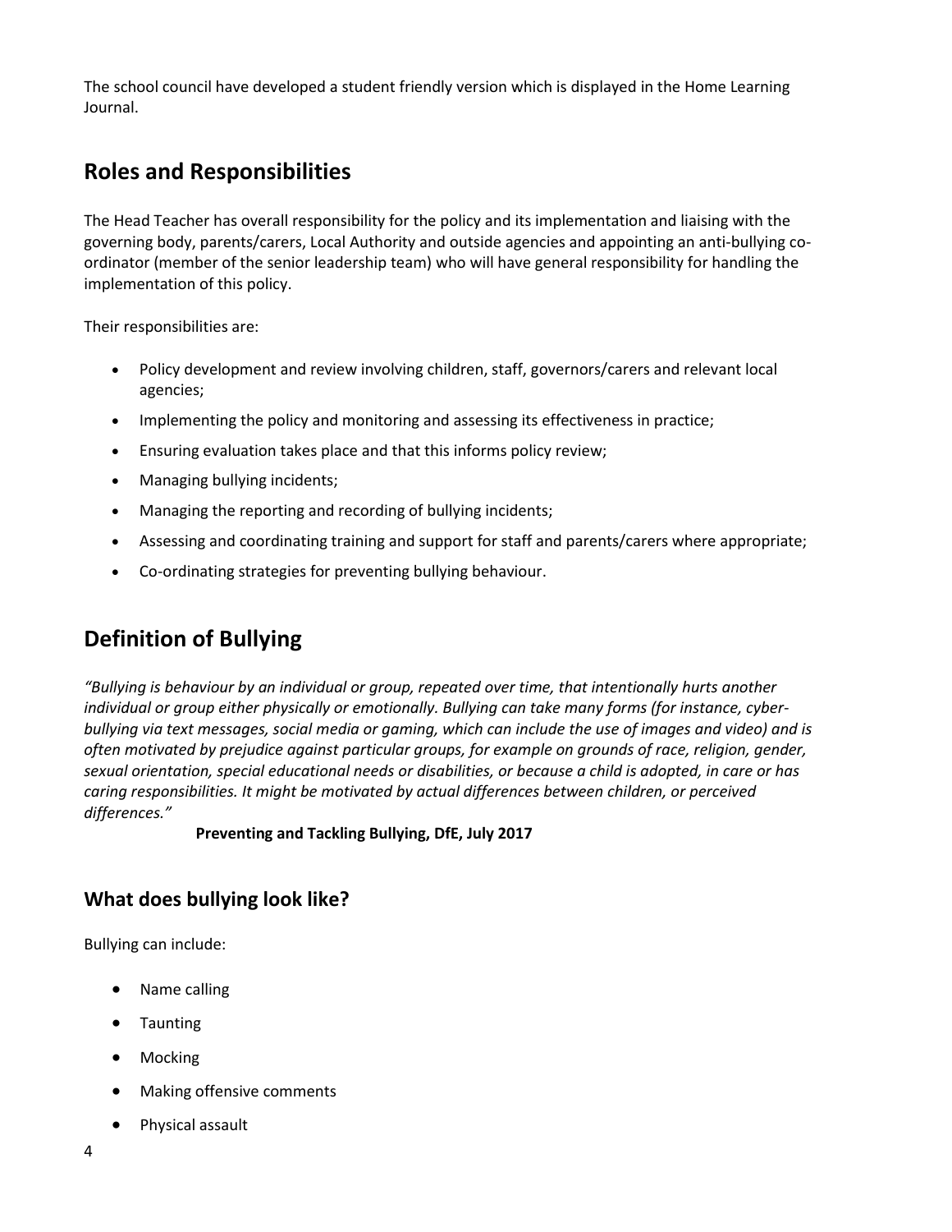The school council have developed a student friendly version which is displayed in the Home Learning Journal.

## Roles and Responsibilities

The Head Teacher has overall responsibility for the policy and its implementation and liaising with the governing body, parents/carers, Local Authority and outside agencies and appointing an anti-bullying co-ordinator (member of the senior leadership team) who will have general responsibility for handling the implementation of this policy.

Their responsibilities are:

- Policy development and review involving children, staff, governors/carers and relevant local agencies;
- Implementing the policy and monitoring and assessing its effectiveness in practice;
- Ensuring evaluation takes place and that this informs policy review;
- Managing bullying incidents;
- Managing the reporting and recording of bullying incidents;
- Assessing and coordinating training and support for staff and parents/carers where appropriate;
- Co-ordinating strategies for preventing bullying behaviour.

## Definition of Bullying

*"Bullying is behaviour by an individual or group, repeated over time, that intentionally hurts another individual or group either physically or emotionally. Bullying can take many forms (for instance, cyber-bullying via text messages, social media or gaming, which can include the use of images and video) and is often motivated by prejudice against particular groups, for example on grounds of race, religion, gender, sexual orientation, special educational needs or disabilities, or because a child is adopted, in care or has caring responsibilities. It might be motivated by actual differences between children, or perceived differences."*

**Preventing and Tackling Bullying, DfE, July 2017**

### What does bullying look like?

Bullying can include:

- Name calling
- Taunting
- Mocking
- Making offensive comments
- Physical assault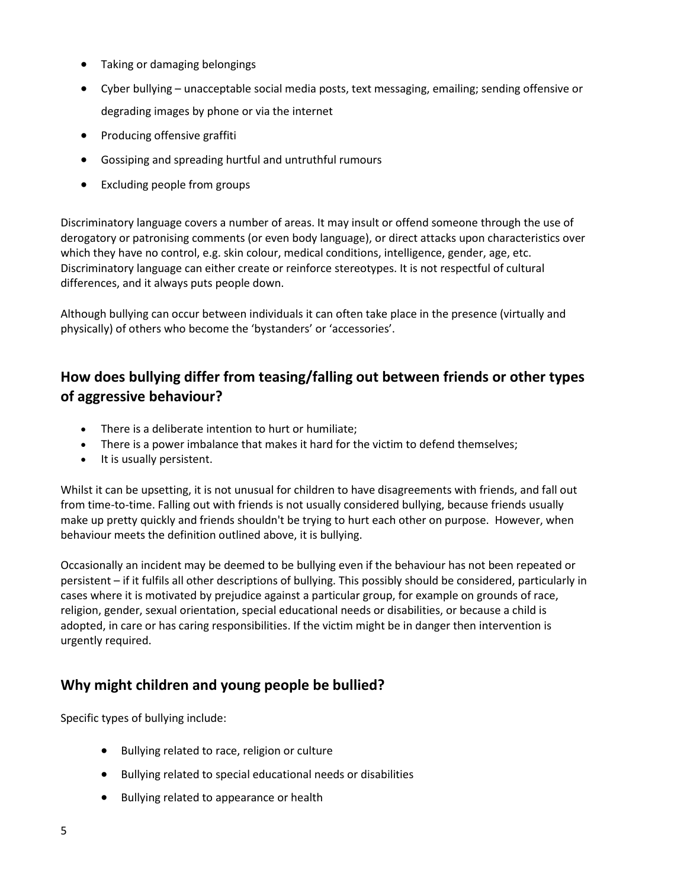- Taking or damaging belongings
- Cyber bullying – unacceptable social media posts, text messaging, emailing; sending offensive or degrading images by phone or via the internet
- Producing offensive graffiti
- Gossiping and spreading hurtful and untruthful rumours
- Excluding people from groups

Discriminatory language covers a number of areas. It may insult or offend someone through the use of derogatory or patronising comments (or even body language), or direct attacks upon characteristics over which they have no control, e.g. skin colour, medical conditions, intelligence, gender, age, etc. Discriminatory language can either create or reinforce stereotypes. It is not respectful of cultural differences, and it always puts people down.

Although bullying can occur between individuals it can often take place in the presence (virtually and physically) of others who become the 'bystanders' or 'accessories'.

## How does bullying differ from teasing/falling out between friends or other types of aggressive behaviour?

- There is a deliberate intention to hurt or humiliate;
- There is a power imbalance that makes it hard for the victim to defend themselves;
- It is usually persistent.

Whilst it can be upsetting, it is not unusual for children to have disagreements with friends, and fall out from time-to-time. Falling out with friends is not usually considered bullying, because friends usually make up pretty quickly and friends shouldn't be trying to hurt each other on purpose. However, when behaviour meets the definition outlined above, it is bullying.

Occasionally an incident may be deemed to be bullying even if the behaviour has not been repeated or persistent – if it fulfils all other descriptions of bullying. This possibly should be considered, particularly in cases where it is motivated by prejudice against a particular group, for example on grounds of race, religion, gender, sexual orientation, special educational needs or disabilities, or because a child is adopted, in care or has caring responsibilities. If the victim might be in danger then intervention is urgently required.

## Why might children and young people be bullied?

Specific types of bullying include:

- Bullying related to race, religion or culture
- Bullying related to special educational needs or disabilities
- Bullying related to appearance or health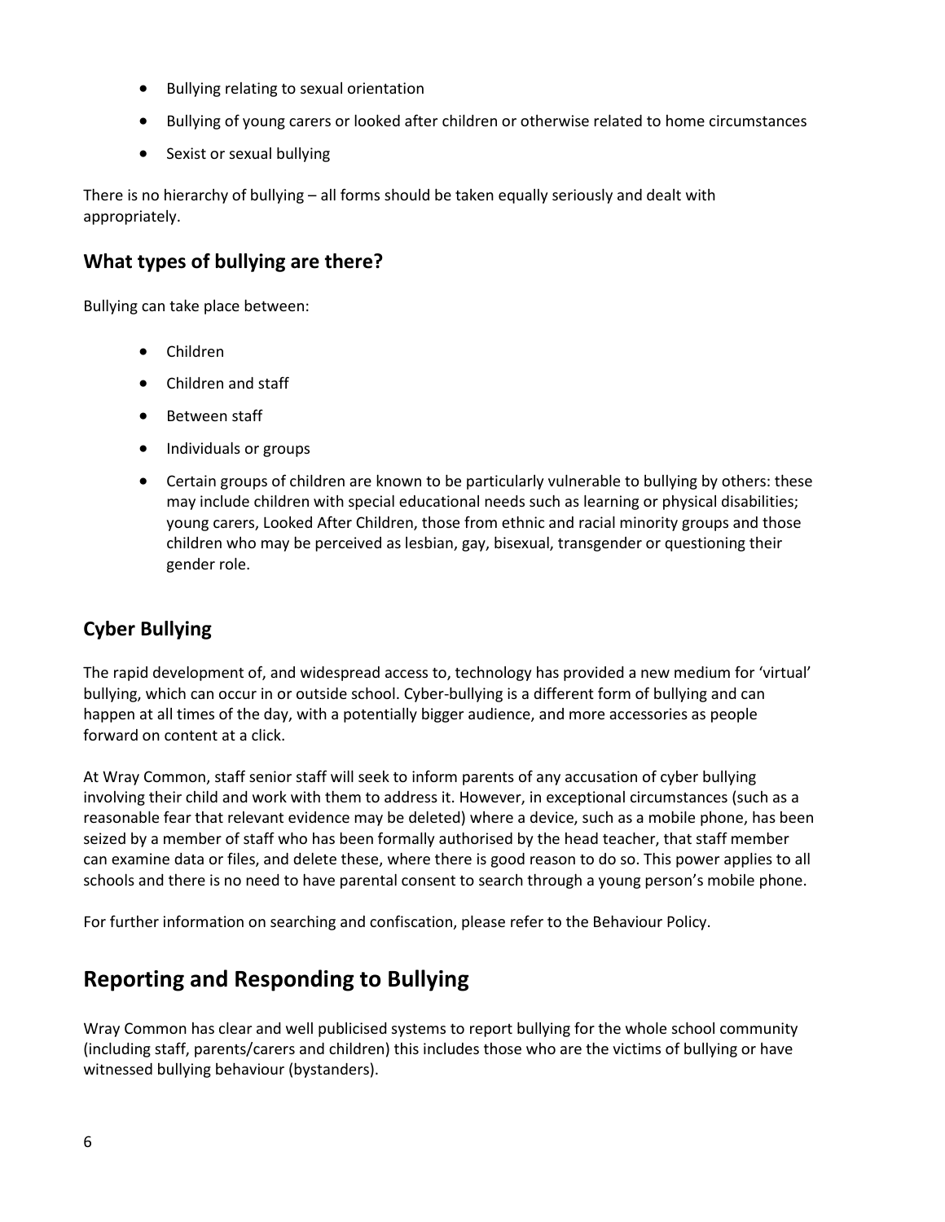- Bullying relating to sexual orientation
- Bullying of young carers or looked after children or otherwise related to home circumstances
- Sexist or sexual bullying

There is no hierarchy of bullying – all forms should be taken equally seriously and dealt with appropriately.

## What types of bullying are there?

Bullying can take place between:

- Children
- Children and staff
- Between staff
- Individuals or groups
- Certain groups of children are known to be particularly vulnerable to bullying by others: these may include children with special educational needs such as learning or physical disabilities; young carers, Looked After Children, those from ethnic and racial minority groups and those children who may be perceived as lesbian, gay, bisexual, transgender or questioning their gender role.

## Cyber Bullying

The rapid development of, and widespread access to, technology has provided a new medium for 'virtual' bullying, which can occur in or outside school. Cyber-bullying is a different form of bullying and can happen at all times of the day, with a potentially bigger audience, and more accessories as people forward on content at a click.

At Wray Common, staff senior staff will seek to inform parents of any accusation of cyber bullying involving their child and work with them to address it. However, in exceptional circumstances (such as a reasonable fear that relevant evidence may be deleted) where a device, such as a mobile phone, has been seized by a member of staff who has been formally authorised by the head teacher, that staff member can examine data or files, and delete these, where there is good reason to do so. This power applies to all schools and there is no need to have parental consent to search through a young person's mobile phone.

For further information on searching and confiscation, please refer to the Behaviour Policy.

# Reporting and Responding to Bullying

Wray Common has clear and well publicised systems to report bullying for the whole school community (including staff, parents/carers and children) this includes those who are the victims of bullying or have witnessed bullying behaviour (bystanders).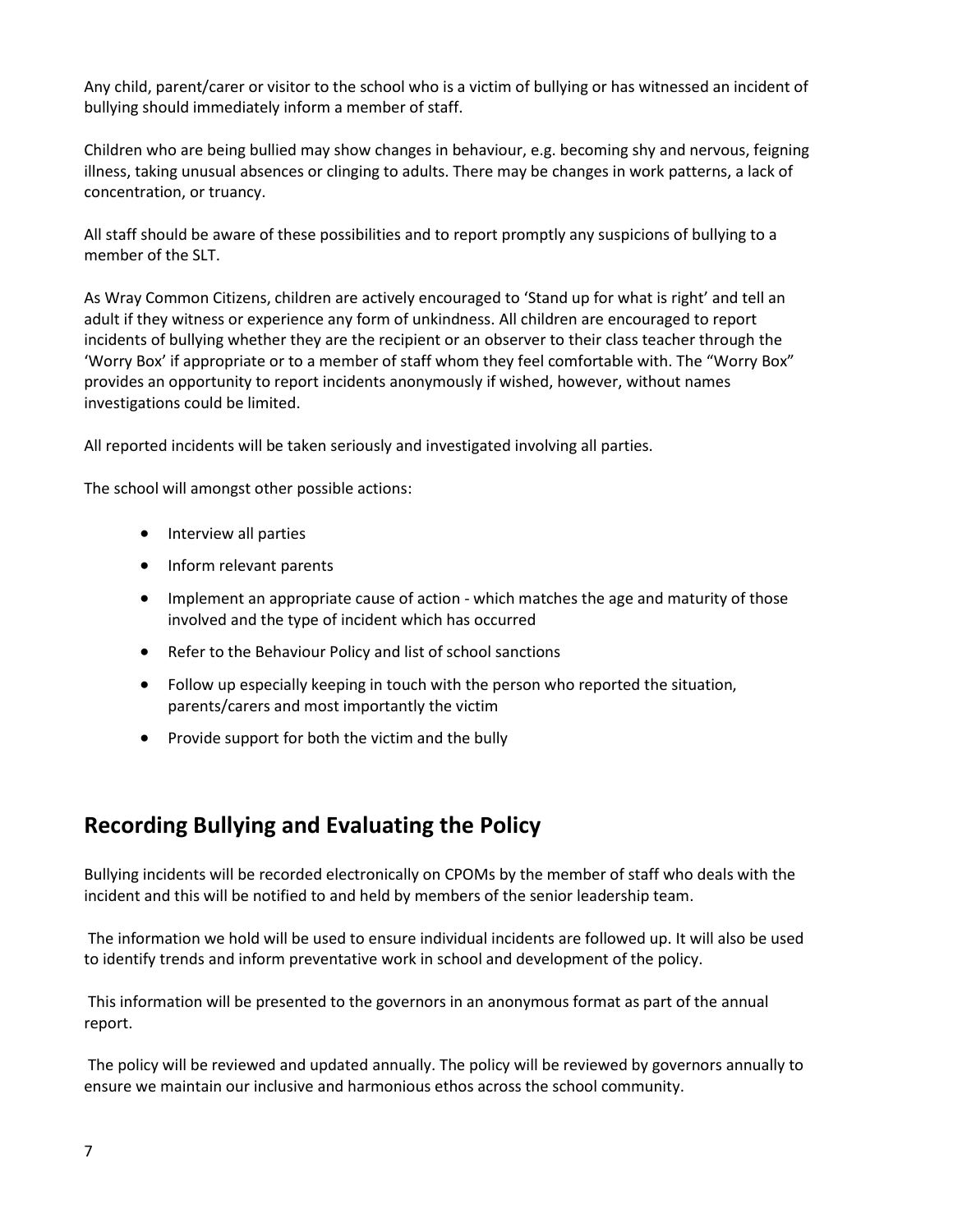Any child, parent/carer or visitor to the school who is a victim of bullying or has witnessed an incident of bullying should immediately inform a member of staff.

Children who are being bullied may show changes in behaviour, e.g. becoming shy and nervous, feigning illness, taking unusual absences or clinging to adults. There may be changes in work patterns, a lack of concentration, or truancy.

All staff should be aware of these possibilities and to report promptly any suspicions of bullying to a member of the SLT.

As Wray Common Citizens, children are actively encouraged to 'Stand up for what is right' and tell an adult if they witness or experience any form of unkindness. All children are encouraged to report incidents of bullying whether they are the recipient or an observer to their class teacher through the 'Worry Box' if appropriate or to a member of staff whom they feel comfortable with. The "Worry Box" provides an opportunity to report incidents anonymously if wished, however, without names investigations could be limited.

All reported incidents will be taken seriously and investigated involving all parties.

The school will amongst other possible actions:

- Interview all parties
- Inform relevant parents
- Implement an appropriate cause of action - which matches the age and maturity of those involved and the type of incident which has occurred
- Refer to the Behaviour Policy and list of school sanctions
- Follow up especially keeping in touch with the person who reported the situation, parents/carers and most importantly the victim
- Provide support for both the victim and the bully

## Recording Bullying and Evaluating the Policy

Bullying incidents will be recorded electronically on CPOMs by the member of staff who deals with the incident and this will be notified to and held by members of the senior leadership team.

The information we hold will be used to ensure individual incidents are followed up. It will also be used to identify trends and inform preventative work in school and development of the policy.

This information will be presented to the governors in an anonymous format as part of the annual report.

The policy will be reviewed and updated annually. The policy will be reviewed by governors annually to ensure we maintain our inclusive and harmonious ethos across the school community.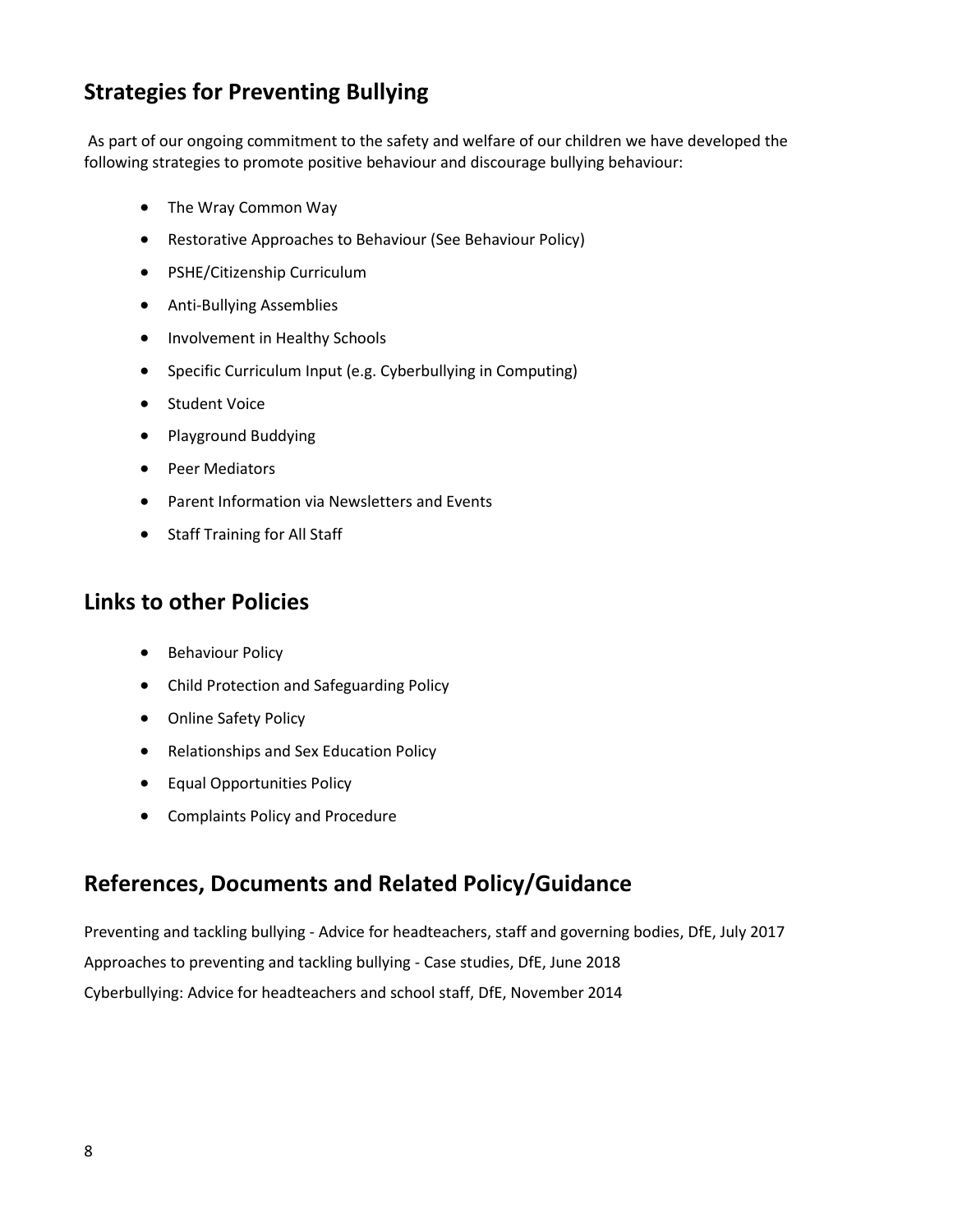## Strategies for Preventing Bullying

As part of our ongoing commitment to the safety and welfare of our children we have developed the following strategies to promote positive behaviour and discourage bullying behaviour:

- The Wray Common Way
- Restorative Approaches to Behaviour (See Behaviour Policy)
- PSHE/Citizenship Curriculum
- Anti-Bullying Assemblies
- Involvement in Healthy Schools
- Specific Curriculum Input (e.g. Cyberbullying in Computing)
- Student Voice
- Playground Buddying
- Peer Mediators
- Parent Information via Newsletters and Events
- Staff Training for All Staff

## Links to other Policies

- Behaviour Policy
- Child Protection and Safeguarding Policy
- Online Safety Policy
- Relationships and Sex Education Policy
- Equal Opportunities Policy
- Complaints Policy and Procedure

## References, Documents and Related Policy/Guidance

Preventing and tackling bullying - Advice for headteachers, staff and governing bodies, DfE, July 2017

Approaches to preventing and tackling bullying - Case studies, DfE, June 2018

Cyberbullying: Advice for headteachers and school staff, DfE, November 2014